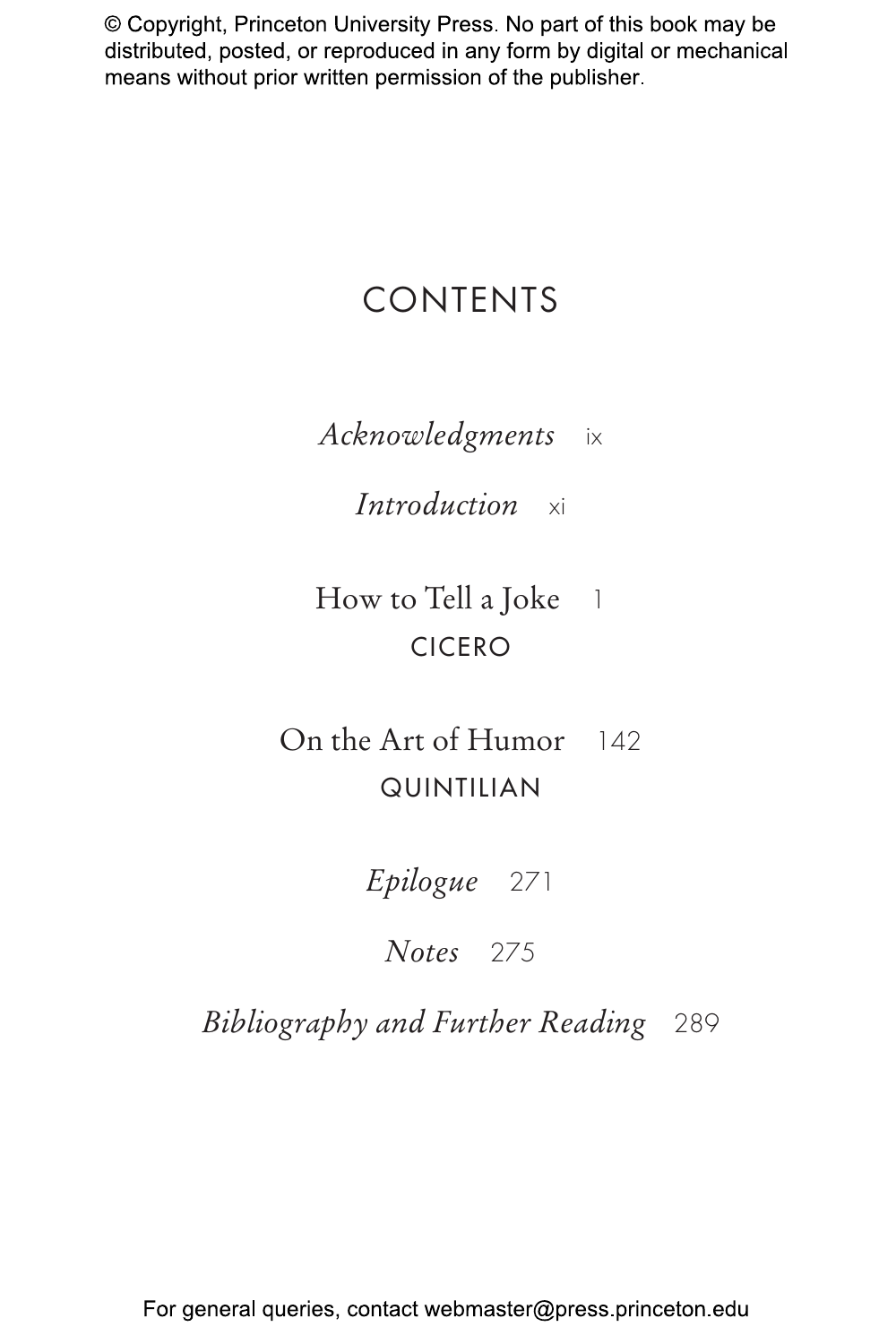# CONTENTS

*Acknowledgments* ix

*Introduction* xi

How to Tell a Joke 1
CICERO

On the Art of Humor 142
QUINTILIAN

*Epilogue* 271

*Notes* 275

*Bibliography and Further Reading* 289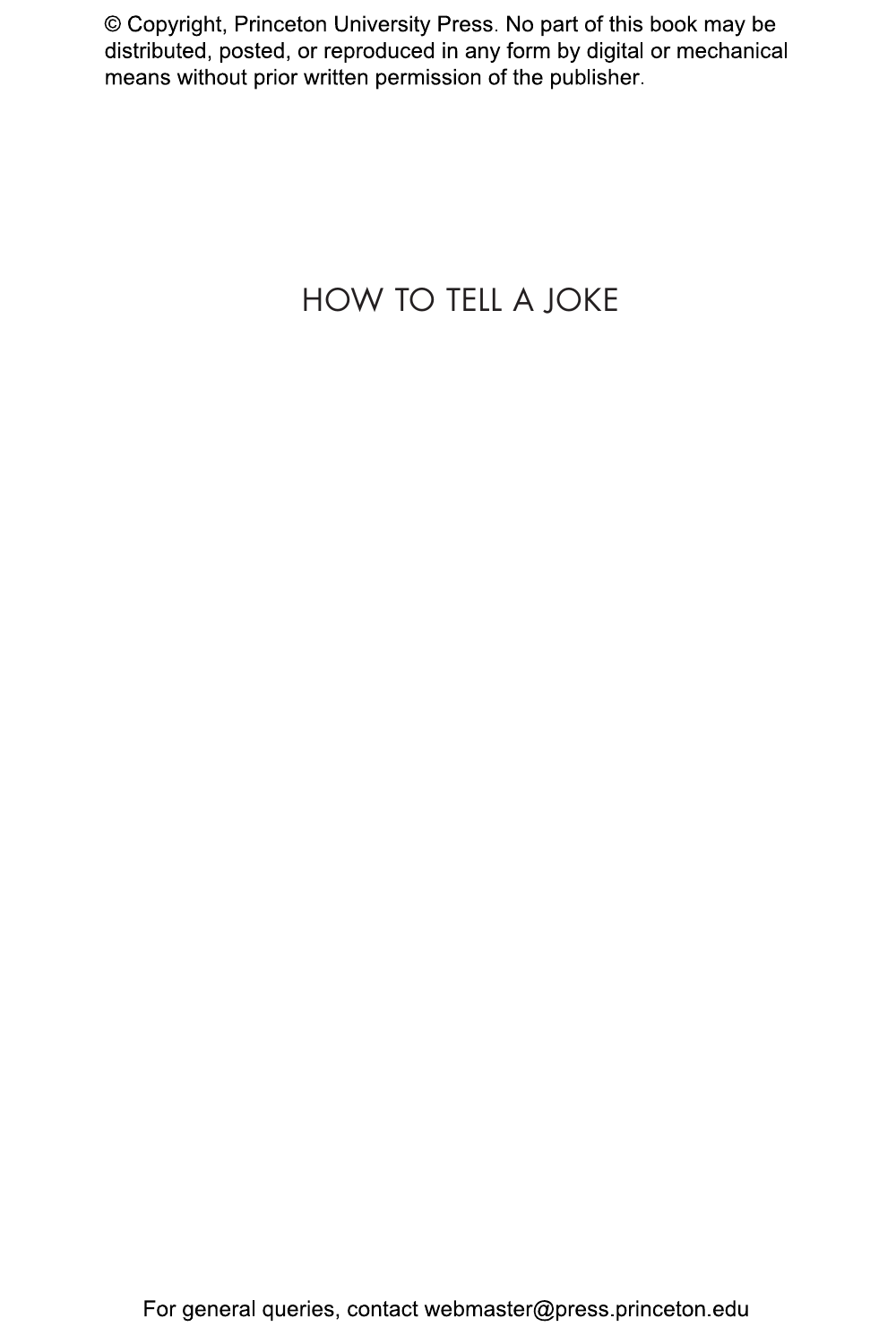© Copyright, Princeton University Press. No part of this book may be distributed, posted, or reproduced in any form by digital or mechanical means without prior written permission of the publisher.

# HOW TO TELL A JOKE

For general queries, contact webmaster@press.princeton.edu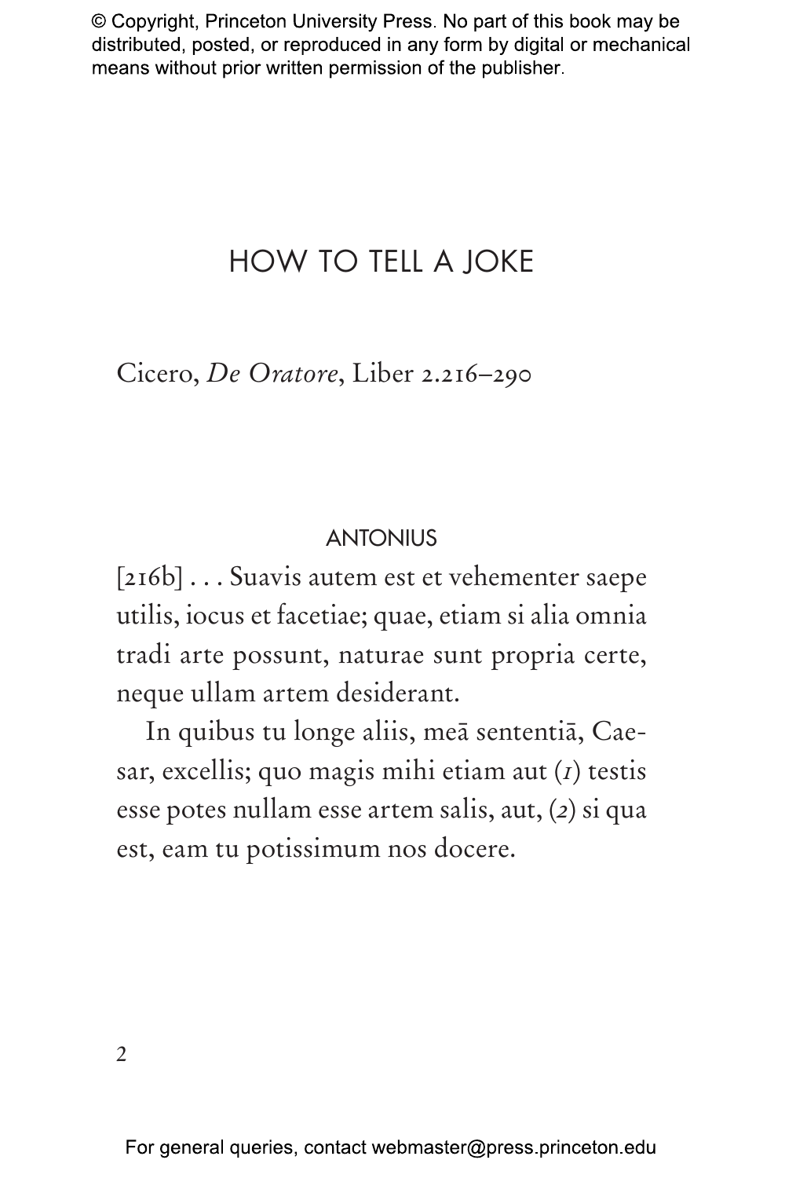# HOW TO TELL A JOKE

Cicero, *De Oratore*, Liber 2.216–290

ANTONIUS

[216b] . . . Suavis autem est et vehementer saepe utilis, iocus et facetiae; quae, etiam si alia omnia tradi arte possunt, naturae sunt propria certe, neque ullam artem desiderant.

In quibus tu longe aliis, meā sententiā, Caesar, excellis; quo magis mihi etiam aut (*1*) testis esse potes nullam esse artem salis, aut, (*2*) si qua est, eam tu potissimum nos docere.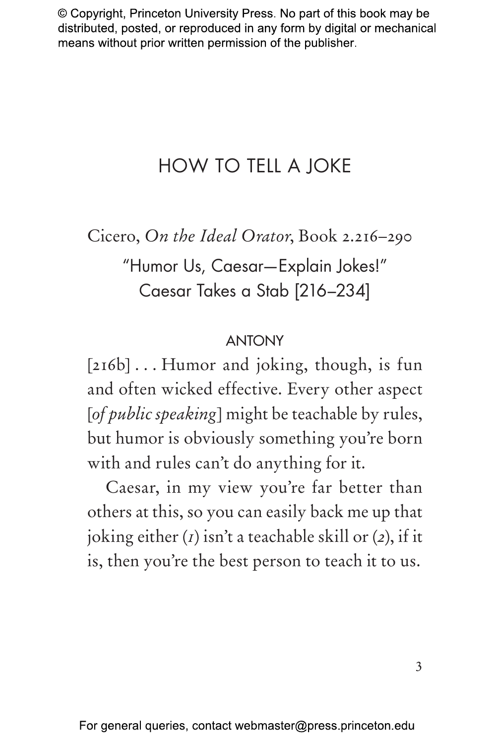# HOW TO TELL A JOKE

## Cicero, *On the Ideal Orator*, Book 2.216–290

### "Humor Us, Caesar—Explain Jokes!" Caesar Takes a Stab [216–234]

ANTONY

[216b] . . . Humor and joking, though, is fun and often wicked effective. Every other aspect [*of public speaking*] might be teachable by rules, but humor is obviously something you're born with and rules can't do anything for it.

Caesar, in my view you're far better than others at this, so you can easily back me up that joking either (*1*) isn't a teachable skill or (*2*), if it is, then you're the best person to teach it to us.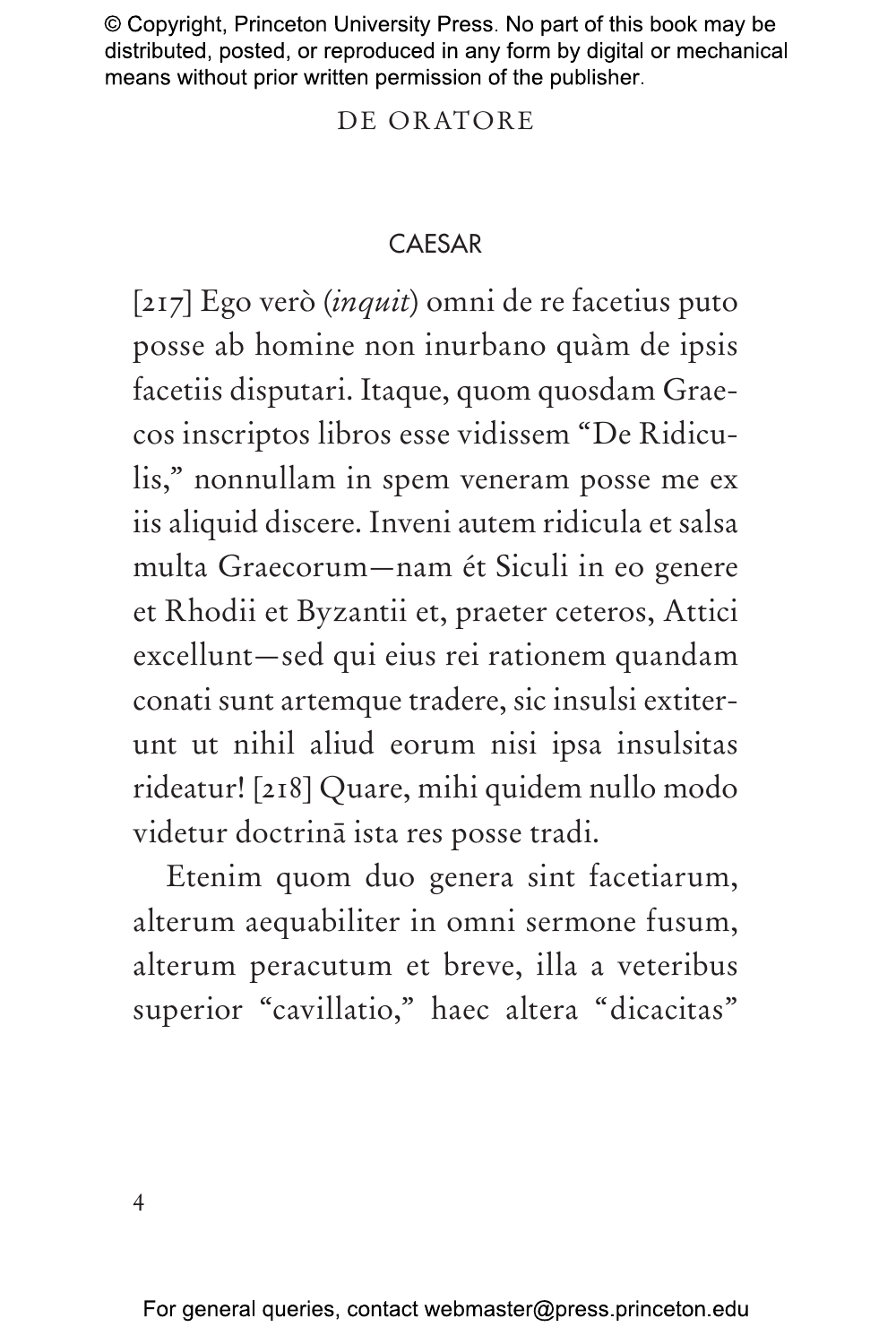## CAESAR

[217] Ego verò (*inquit*) omni de re facetius puto posse ab homine non inurbano quàm de ipsis facetiis disputari. Itaque, quom quosdam Graecos inscriptos libros esse vidissem "De Ridiculis," nonnullam in spem veneram posse me ex iis aliquid discere. Inveni autem ridicula et salsa multa Graecorum—nam ét Siculi in eo genere et Rhodii et Byzantii et, praeter ceteros, Attici excellunt—sed qui eius rei rationem quandam conati sunt artemque tradere, sic insulsi extiterunt ut nihil aliud eorum nisi ipsa insulsitas rideatur! [218] Quare, mihi quidem nullo modo videtur doctrinā ista res posse tradi.

Etenim quom duo genera sint facetiarum, alterum aequabiliter in omni sermone fusum, alterum peracutum et breve, illa a veteribus superior "cavillatio," haec altera "dicacitas"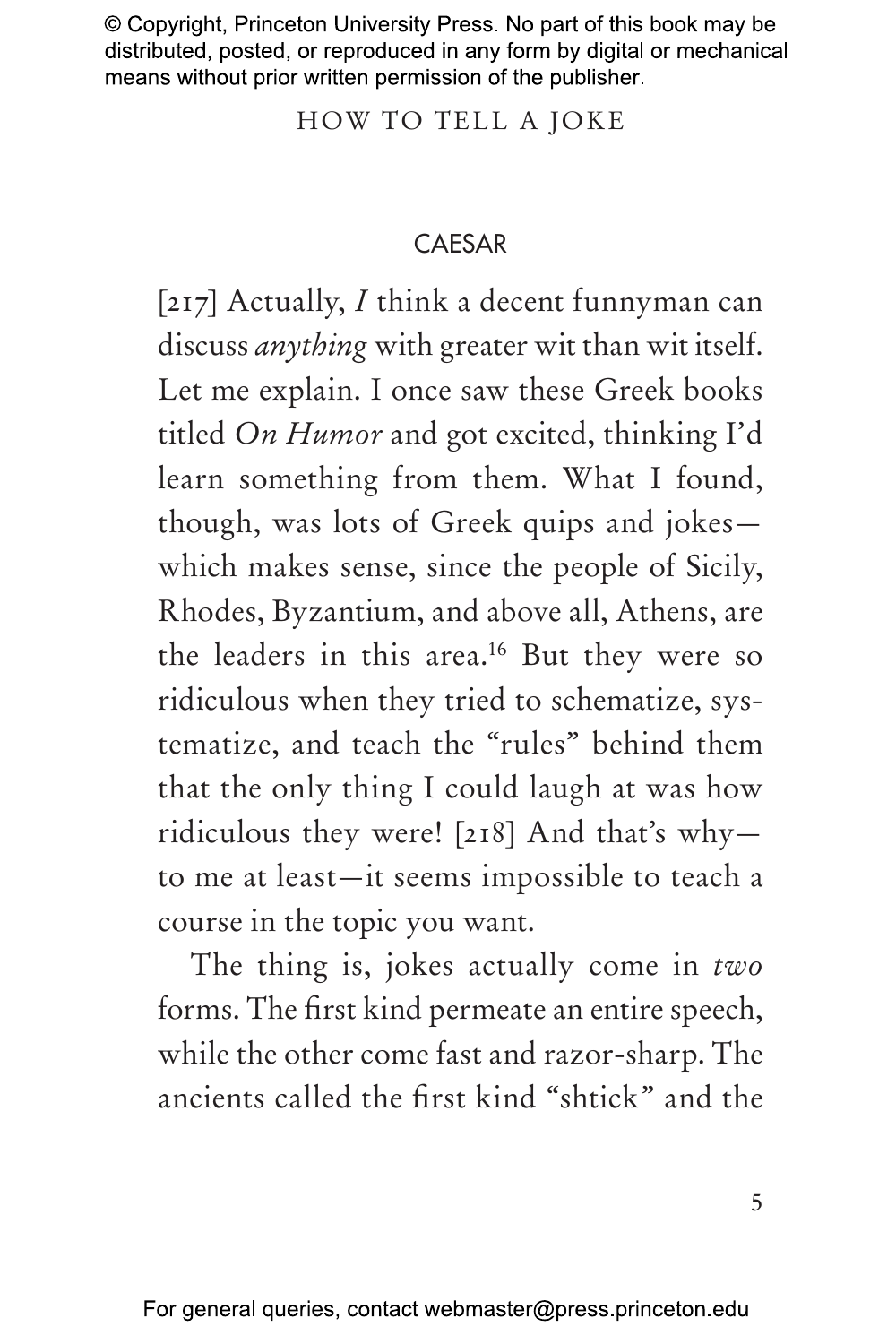CAESAR

[217] Actually, *I* think a decent funnyman can discuss *anything* with greater wit than wit itself. Let me explain. I once saw these Greek books titled *On Humor* and got excited, thinking I'd learn something from them. What I found, though, was lots of Greek quips and jokes—which makes sense, since the people of Sicily, Rhodes, Byzantium, and above all, Athens, are the leaders in this area.[16] But they were so ridiculous when they tried to schematize, systematize, and teach the "rules" behind them that the only thing I could laugh at was how ridiculous they were! [218] And that's why—to me at least—it seems impossible to teach a course in the topic you want.

The thing is, jokes actually come in *two* forms. The first kind permeate an entire speech, while the other come fast and razor-sharp. The ancients called the first kind "shtick" and the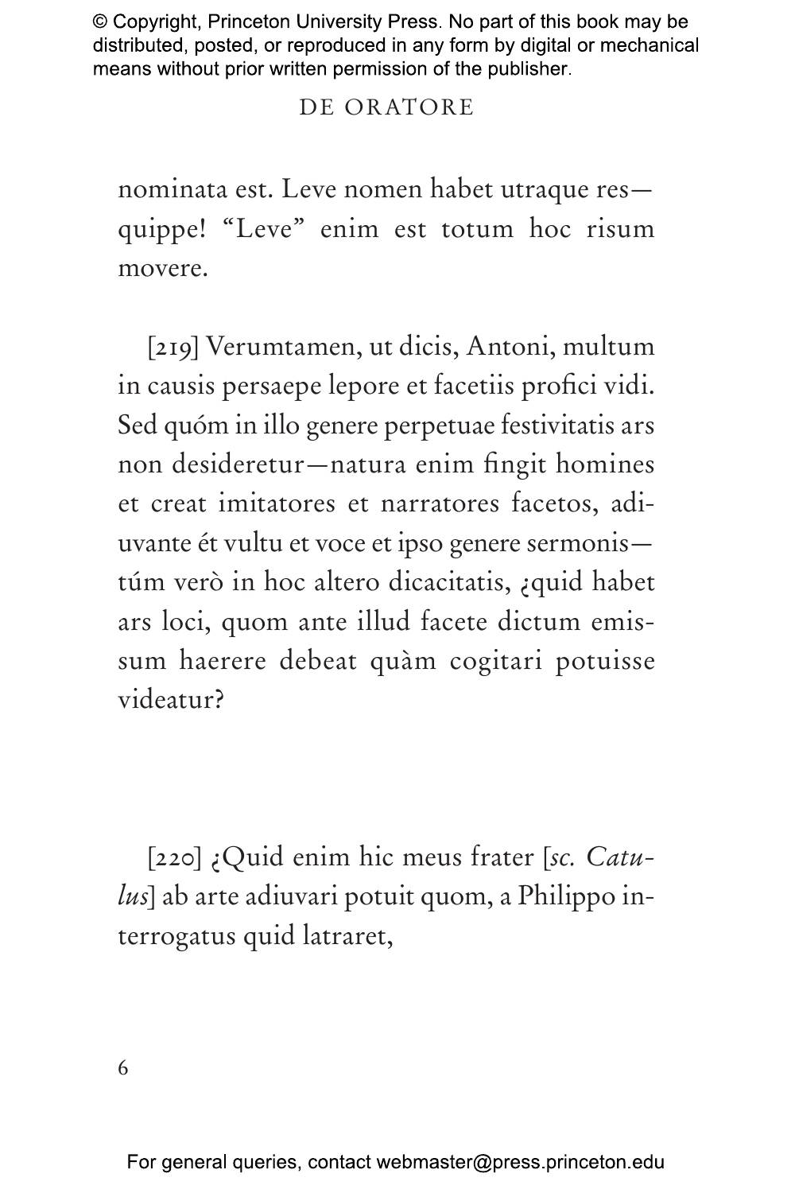nominata est. Leve nomen habet utraque res—quippe! "Leve" enim est totum hoc risum movere.

[219] Verumtamen, ut dicis, Antoni, multum in causis persaepe lepore et facetiis profici vidi. Sed quóm in illo genere perpetuae festivitatis ars non desideretur—natura enim fingit homines et creat imitatores et narratores facetos, adiuvante ét vultu et voce et ipso genere sermonis—túm verò in hoc altero dicacitatis, ¿quid habet ars loci, quom ante illud facete dictum emissum haerere debeat quàm cogitari potuisse videatur?

[220] ¿Quid enim hic meus frater [*sc. Catulus*] ab arte adiuvari potuit quom, a Philippo interrogatus quid latraret,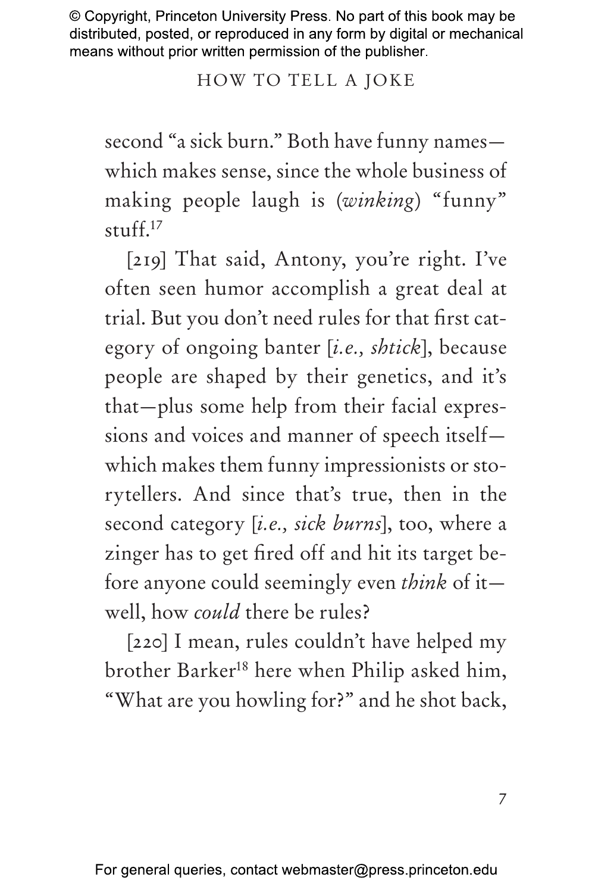second "a sick burn." Both have funny names—which makes sense, since the whole business of making people laugh is (*winking*) "funny" stuff.[17]

[219] That said, Antony, you're right. I've often seen humor accomplish a great deal at trial. But you don't need rules for that first category of ongoing banter [*i.e., shtick*], because people are shaped by their genetics, and it's that—plus some help from their facial expressions and voices and manner of speech itself—which makes them funny impressionists or storytellers. And since that's true, then in the second category [*i.e., sick burns*], too, where a zinger has to get fired off and hit its target before anyone could seemingly even *think* of it—well, how *could* there be rules?

[220] I mean, rules couldn't have helped my brother Barker[18] here when Philip asked him, "What are you howling for?" and he shot back,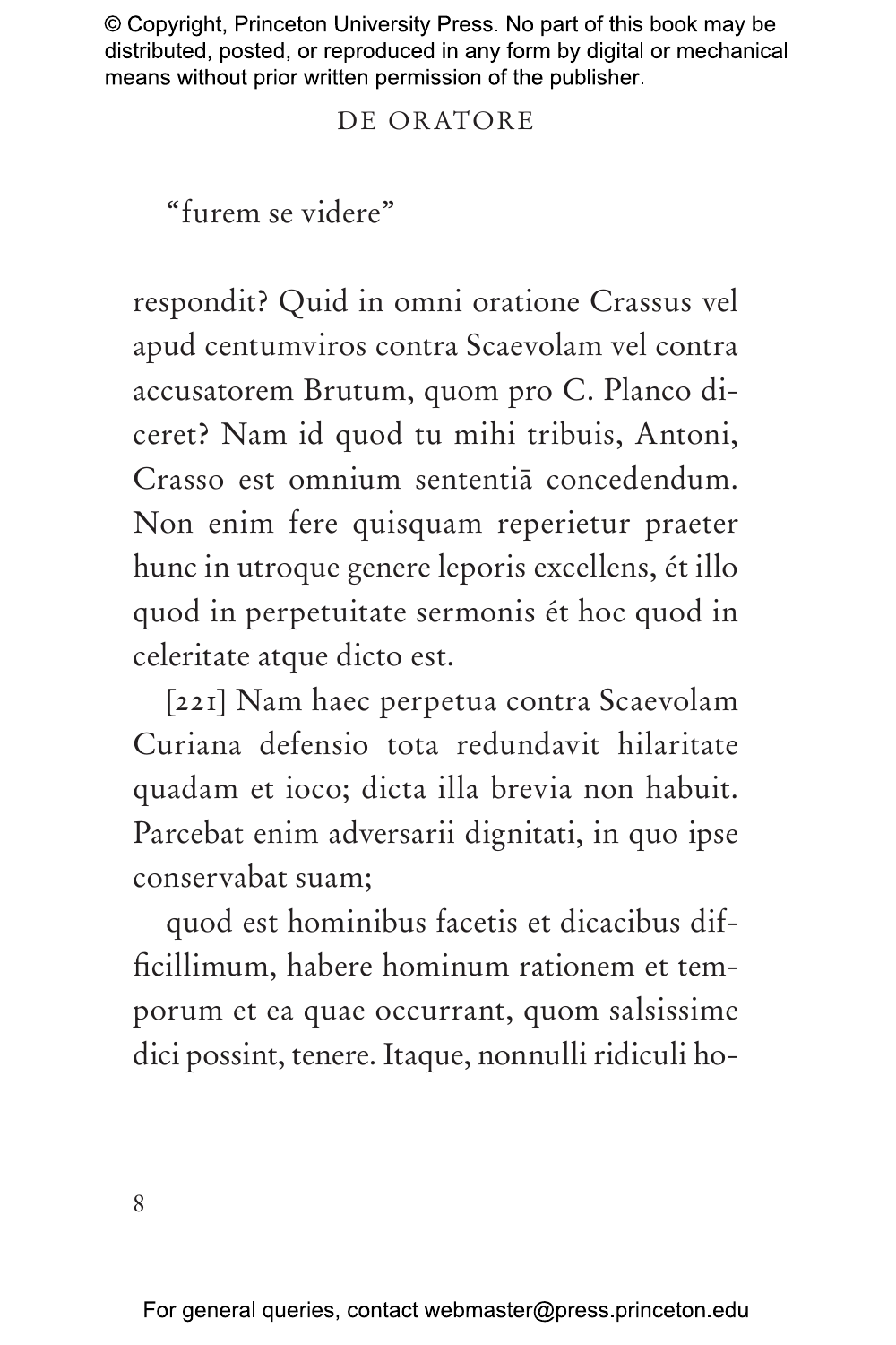"furem se videre"

respondit? Quid in omni oratione Crassus vel apud centumviros contra Scaevolam vel contra accusatorem Brutum, quom pro C. Planco diceret? Nam id quod tu mihi tribuis, Antoni, Crasso est omnium sententiā concedendum. Non enim fere quisquam reperietur praeter hunc in utroque genere leporis excellens, ét illo quod in perpetuitate sermonis ét hoc quod in celeritate atque dicto est.

[221] Nam haec perpetua contra Scaevolam Curiana defensio tota redundavit hilaritate quadam et ioco; dicta illa brevia non habuit. Parcebat enim adversarii dignitati, in quo ipse conservabat suam;

quod est hominibus facetis et dicacibus difficillimum, habere hominum rationem et temporum et ea quae occurrant, quom salsissime dici possint, tenere. Itaque, nonnulli ridiculi ho-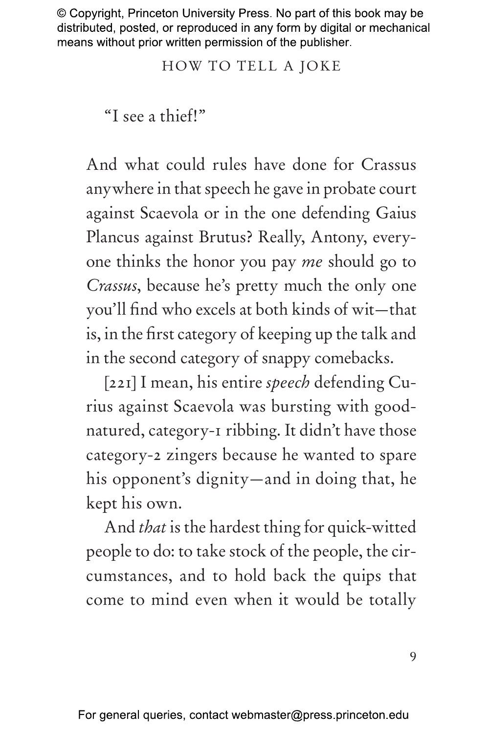"I see a thief!"

And what could rules have done for Crassus anywhere in that speech he gave in probate court against Scaevola or in the one defending Gaius Plancus against Brutus? Really, Antony, everyone thinks the honor you pay *me* should go to *Crassus*, because he's pretty much the only one you'll find who excels at both kinds of wit—that is, in the first category of keeping up the talk and in the second category of snappy comebacks.

[221] I mean, his entire *speech* defending Curius against Scaevola was bursting with good-natured, category-1 ribbing. It didn't have those category-2 zingers because he wanted to spare his opponent's dignity—and in doing that, he kept his own.

And *that* is the hardest thing for quick-witted people to do: to take stock of the people, the circumstances, and to hold back the quips that come to mind even when it would be totally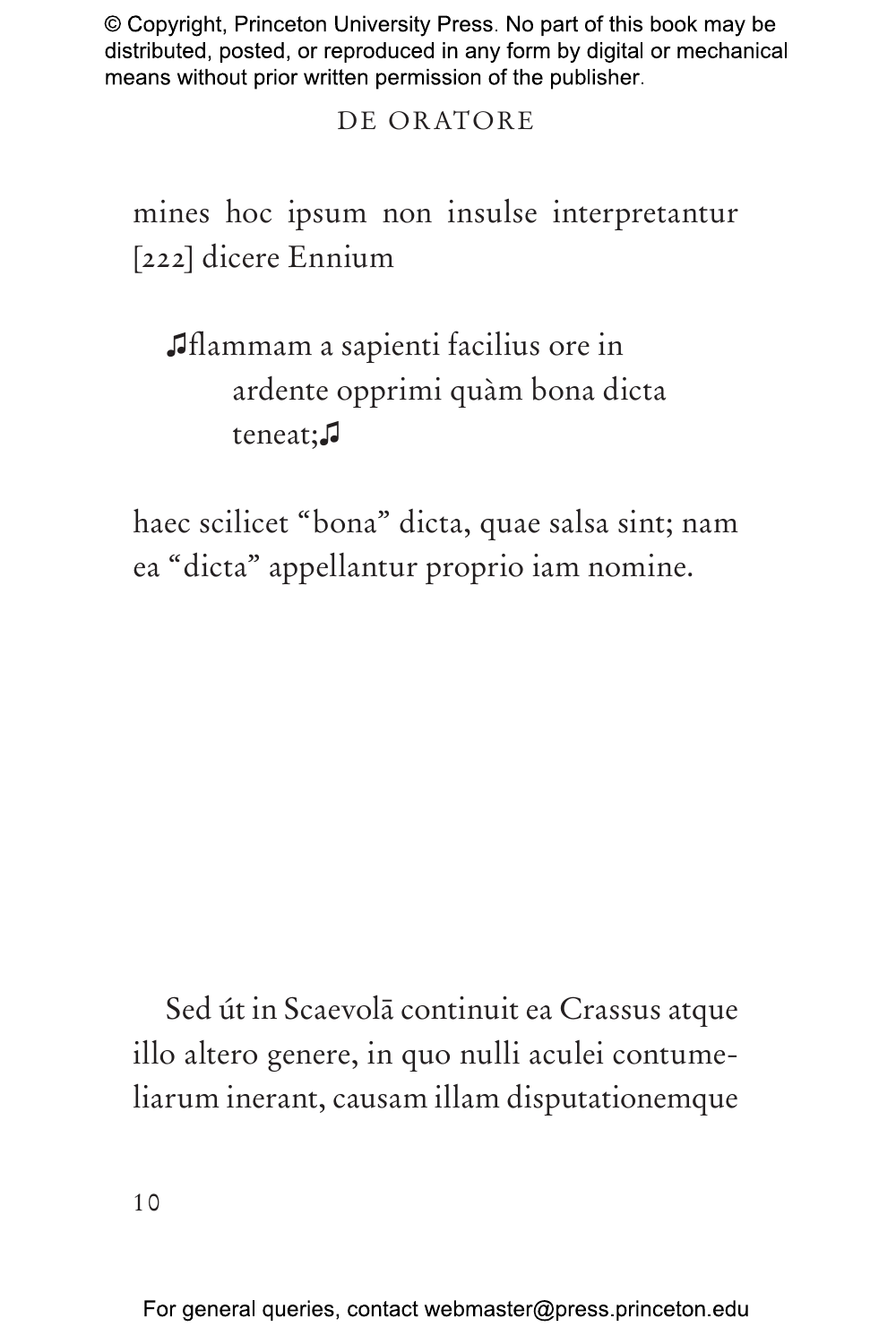mines hoc ipsum non insulse interpretantur [222] dicere Ennium

> ♫flammam a sapienti facilius ore in
> ardente opprimi quàm bona dicta
> teneat;♫

haec scilicet "bona" dicta, quae salsa sint; nam ea "dicta" appellantur proprio iam nomine.

Sed út in Scaevolā continuit ea Crassus atque illo altero genere, in quo nulli aculei contumeliarum inerant, causam illam disputationemque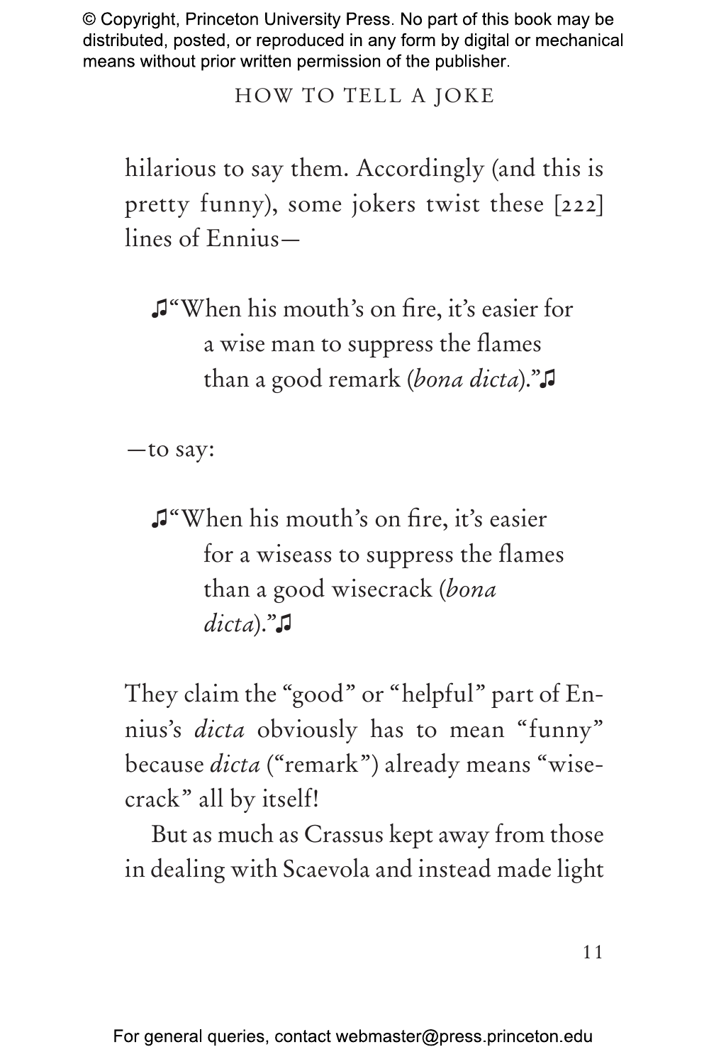hilarious to say them. Accordingly (and this is pretty funny), some jokers twist these [222] lines of Ennius—

> ♫"When his mouth's on fire, it's easier for
> a wise man to suppress the flames
> than a good remark (*bona dicta*)."♫

—to say:

> ♫"When his mouth's on fire, it's easier
> for a wiseass to suppress the flames
> than a good wisecrack (*bona dicta*)."♫

They claim the "good" or "helpful" part of Ennius's *dicta* obviously has to mean "funny" because *dicta* ("remark") already means "wisecrack" all by itself!

But as much as Crassus kept away from those in dealing with Scaevola and instead made light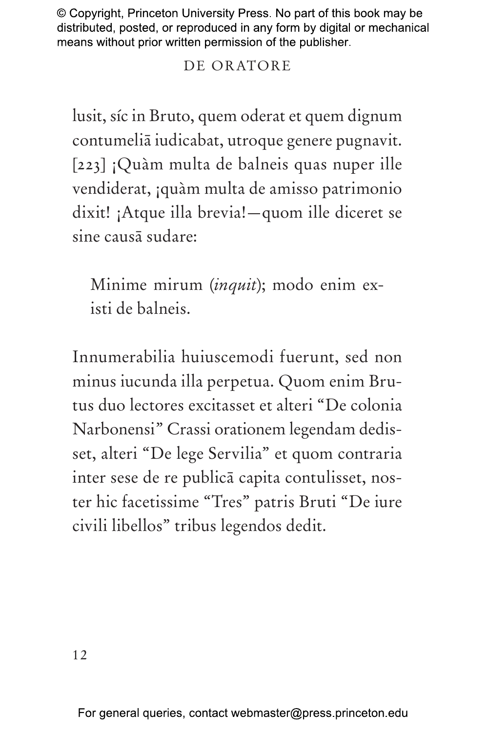lusit, síc in Bruto, quem oderat et quem dignum contumeliā iudicabat, utroque genere pugnavit. [223] ¡Quàm multa de balneis quas nuper ille vendiderat, ¡quàm multa de amisso patrimonio dixit! ¡Atque illa brevia!—quom ille diceret se sine causā sudare:

> Minime mirum (*inquit*); modo enim existi de balneis.

Innumerabilia huiuscemodi fuerunt, sed non minus iucunda illa perpetua. Quom enim Brutus duo lectores excitasset et alteri "De colonia Narbonensi" Crassi orationem legendam dedisset, alteri "De lege Servilia" et quom contraria inter sese de re publicā capita contulisset, noster hic facetissime "Tres" patris Bruti "De iure civili libellos" tribus legendos dedit.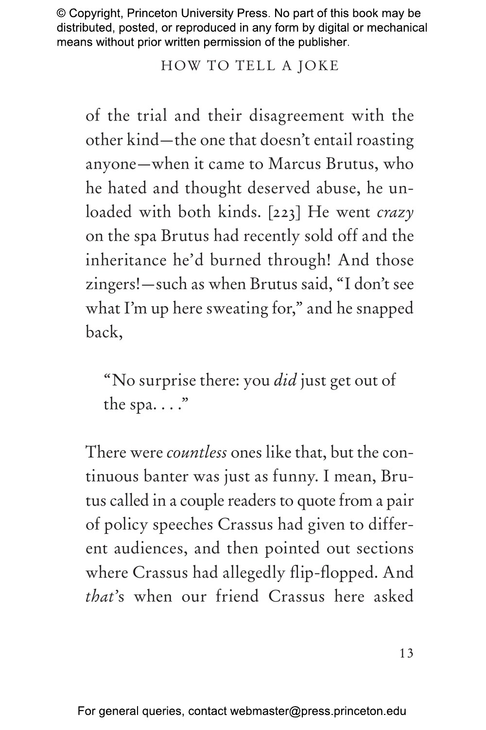of the trial and their disagreement with the other kind—the one that doesn't entail roasting anyone—when it came to Marcus Brutus, who he hated and thought deserved abuse, he unloaded with both kinds. [223] He went *crazy* on the spa Brutus had recently sold off and the inheritance he'd burned through! And those zingers!—such as when Brutus said, "I don't see what I'm up here sweating for," and he snapped back,

> "No surprise there: you *did* just get out of the spa. . . ."

There were *countless* ones like that, but the continuous banter was just as funny. I mean, Brutus called in a couple readers to quote from a pair of policy speeches Crassus had given to different audiences, and then pointed out sections where Crassus had allegedly flip-flopped. And *that*'s when our friend Crassus here asked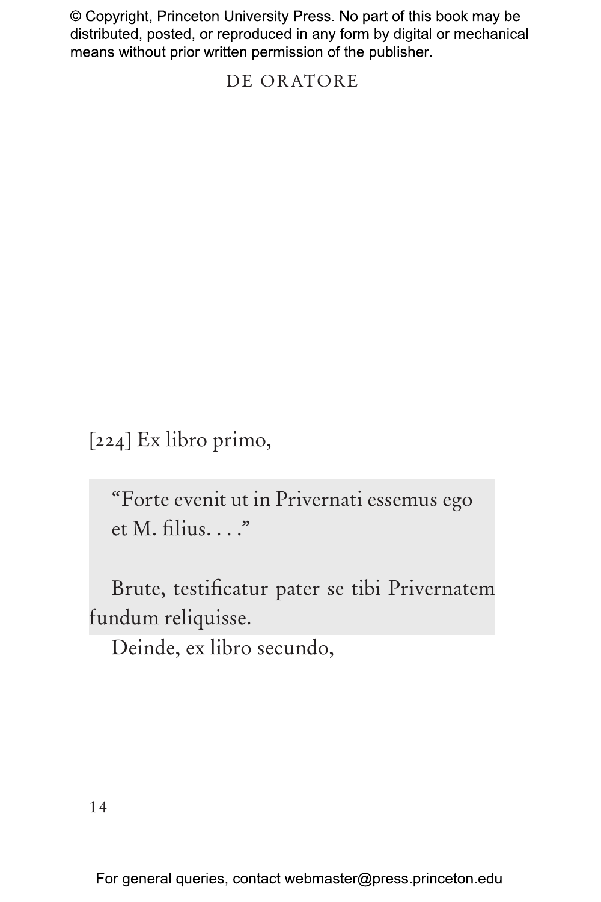[224] Ex libro primo,

> “Forte evenit ut in Privernati essemus ego et M. filius. . . .”

Brute, testificatur pater se tibi Privernatem fundum reliquisse.

Deinde, ex libro secundo,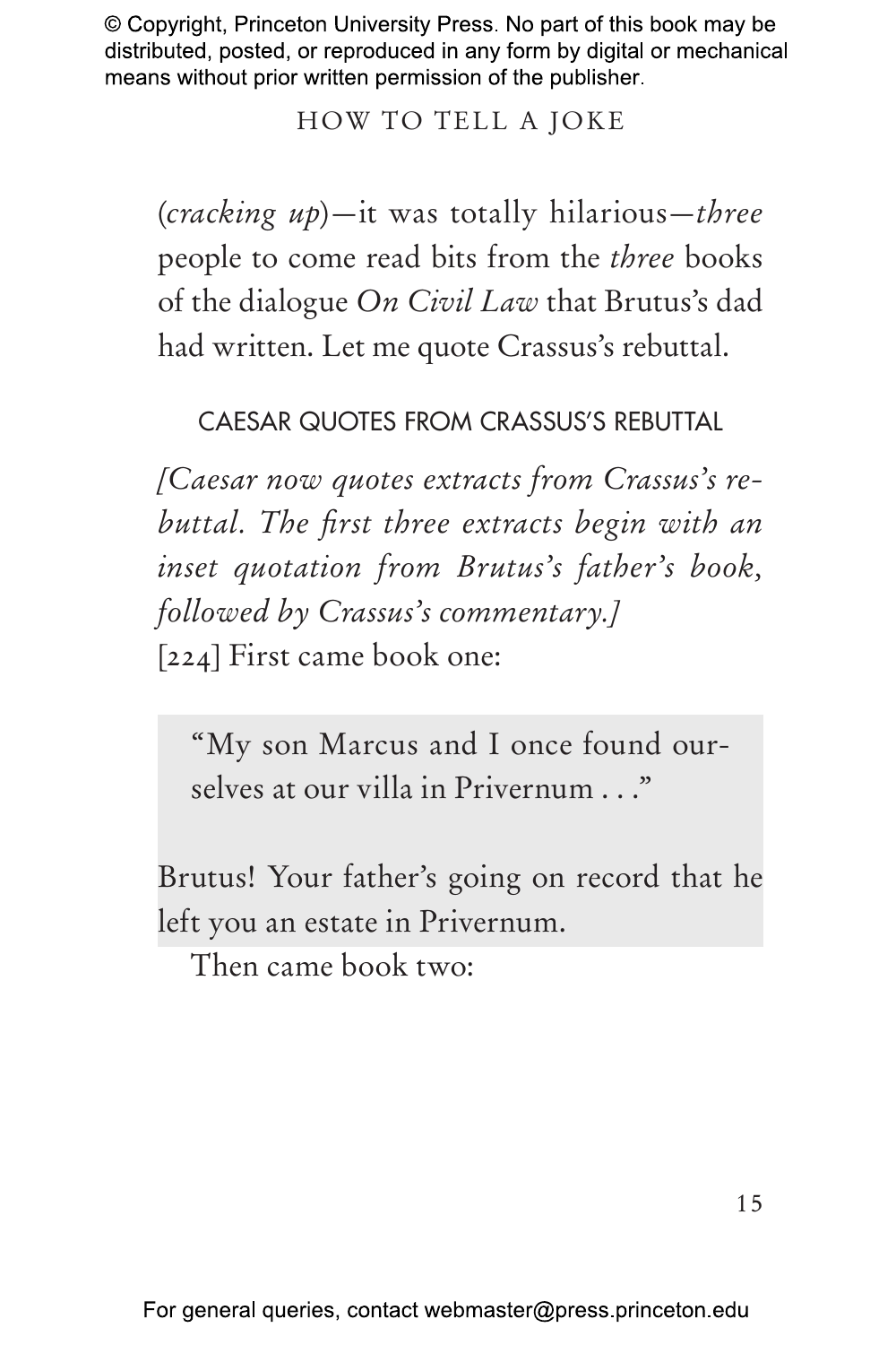(*cracking up*)—it was totally hilarious—*three* people to come read bits from the *three* books of the dialogue *On Civil Law* that Brutus's dad had written. Let me quote Crassus's rebuttal.

### CAESAR QUOTES FROM CRASSUS'S REBUTTAL

*[Caesar now quotes extracts from Crassus's rebuttal. The first three extracts begin with an inset quotation from Brutus's father's book, followed by Crassus's commentary.]*

[224] First came book one:

> "My son Marcus and I once found ourselves at our villa in Privernum . . ."

Brutus! Your father's going on record that he left you an estate in Privernum.

Then came book two: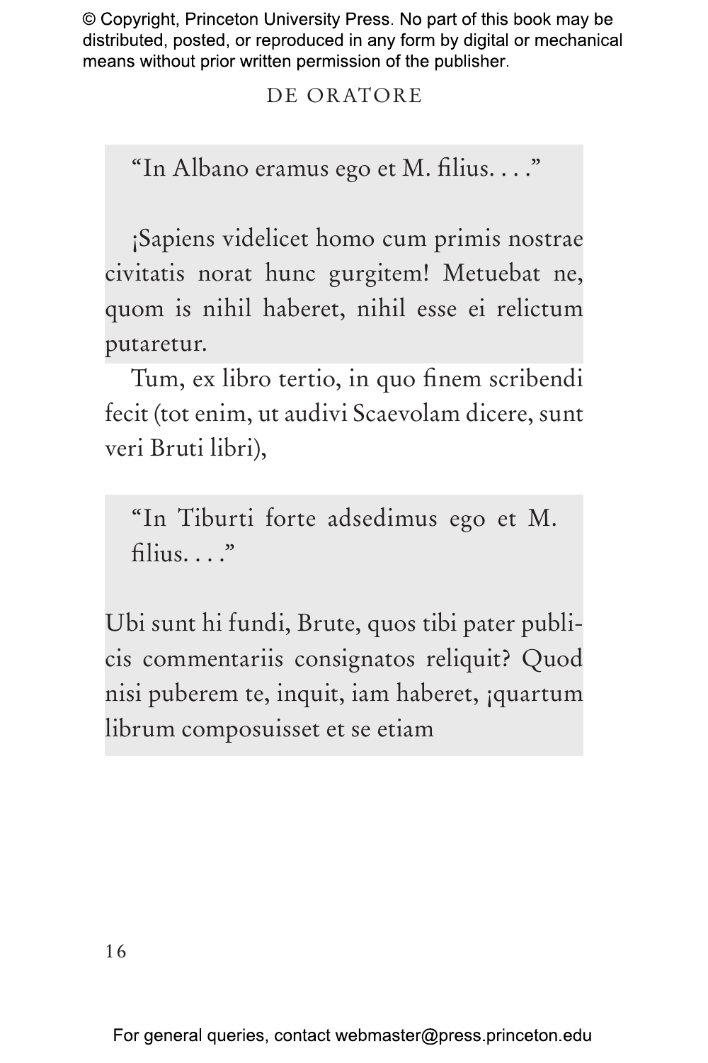"In Albano eramus ego et M. filius. . . ."

¡Sapiens videlicet homo cum primis nostrae civitatis norat hunc gurgitem! Metuebat ne, quom is nihil haberet, nihil esse ei relictum putaretur.

Tum, ex libro tertio, in quo finem scribendi fecit (tot enim, ut audivi Scaevolam dicere, sunt veri Bruti libri),

"In Tiburti forte adsedimus ego et M. filius. . . ."

Ubi sunt hi fundi, Brute, quos tibi pater publicis commentariis consignatos reliquit? Quod nisi puberem te, inquit, iam haberet, ¡quartum librum composuisset et se etiam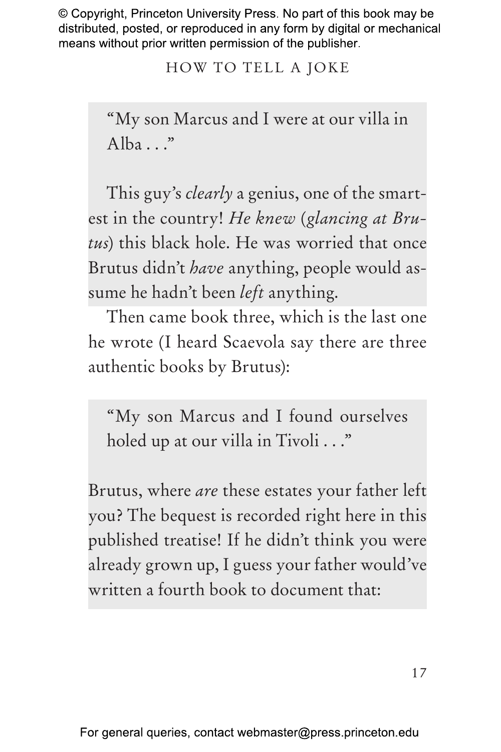> "My son Marcus and I were at our villa in Alba . . ."
>
> This guy's *clearly* a genius, one of the smartest in the country! *He knew* (*glancing at Brutus*) this black hole. He was worried that once Brutus didn't *have* anything, people would assume he hadn't been *left* anything.

Then came book three, which is the last one he wrote (I heard Scaevola say there are three authentic books by Brutus):

> "My son Marcus and I found ourselves holed up at our villa in Tivoli . . ."
>
> Brutus, where *are* these estates your father left you? The bequest is recorded right here in this published treatise! If he didn't think you were already grown up, I guess your father would've written a fourth book to document that: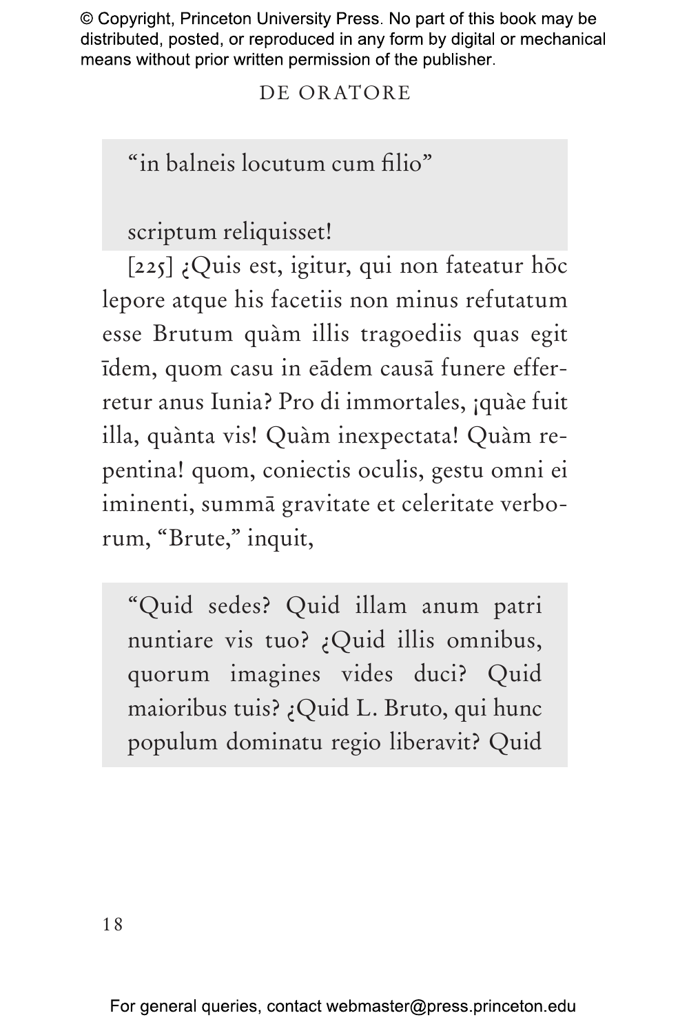"in balneis locutum cum filio"

scriptum reliquisset!

[225] ¿Quis est, igitur, qui non fateatur hōc lepore atque his facetiis non minus refutatum esse Brutum quàm illis tragoediis quas egit īdem, quom casu in eādem causā funere efferretur anus Iunia? Pro di immortales, ¡quàe fuit illa, quànta vis! Quàm inexpectata! Quàm repentina! quom, coniectis oculis, gestu omni ei iminenti, summā gravitate et celeritate verborum, "Brute," inquit,

"Quid sedes? Quid illam anum patri nuntiare vis tuo? ¿Quid illis omnibus, quorum imagines vides duci? Quid maioribus tuis? ¿Quid L. Bruto, qui hunc populum dominatu regio liberavit? Quid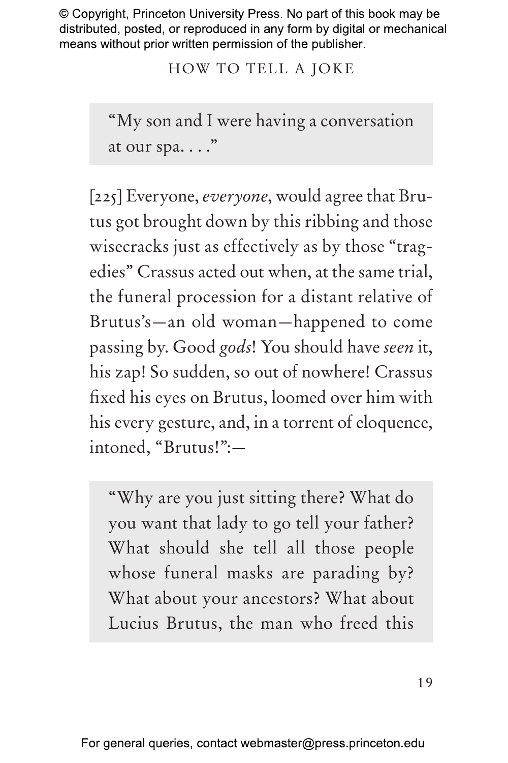> "My son and I were having a conversation at our spa. . . ."

[225] Everyone, *everyone*, would agree that Brutus got brought down by this ribbing and those wisecracks just as effectively as by those "tragedies" Crassus acted out when, at the same trial, the funeral procession for a distant relative of Brutus's—an old woman—happened to come passing by. Good *gods*! You should have *seen* it, his zap! So sudden, so out of nowhere! Crassus fixed his eyes on Brutus, loomed over him with his every gesture, and, in a torrent of eloquence, intoned, "Brutus!":—

> "Why are you just sitting there? What do you want that lady to go tell your father? What should she tell all those people whose funeral masks are parading by? What about your ancestors? What about Lucius Brutus, the man who freed this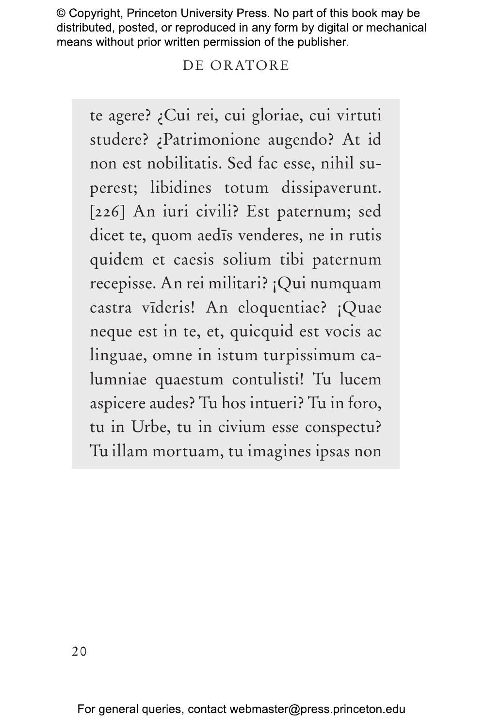te agere? ¿Cui rei, cui gloriae, cui virtuti studere? ¿Patrimonione augendo? At id non est nobilitatis. Sed fac esse, nihil superest; libidines totum dissipaverunt. [226] An iuri civili? Est paternum; sed dicet te, quom aedīs venderes, ne in rutis quidem et caesis solium tibi paternum recepisse. An rei militari? ¡Qui numquam castra vīderis! An eloquentiae? ¡Quae neque est in te, et, quicquid est vocis ac linguae, omne in istum turpissimum calumniae quaestum contulisti! Tu lucem aspicere audes? Tu hos intueri? Tu in foro, tu in Urbe, tu in civium esse conspectu? Tu illam mortuam, tu imagines ipsas non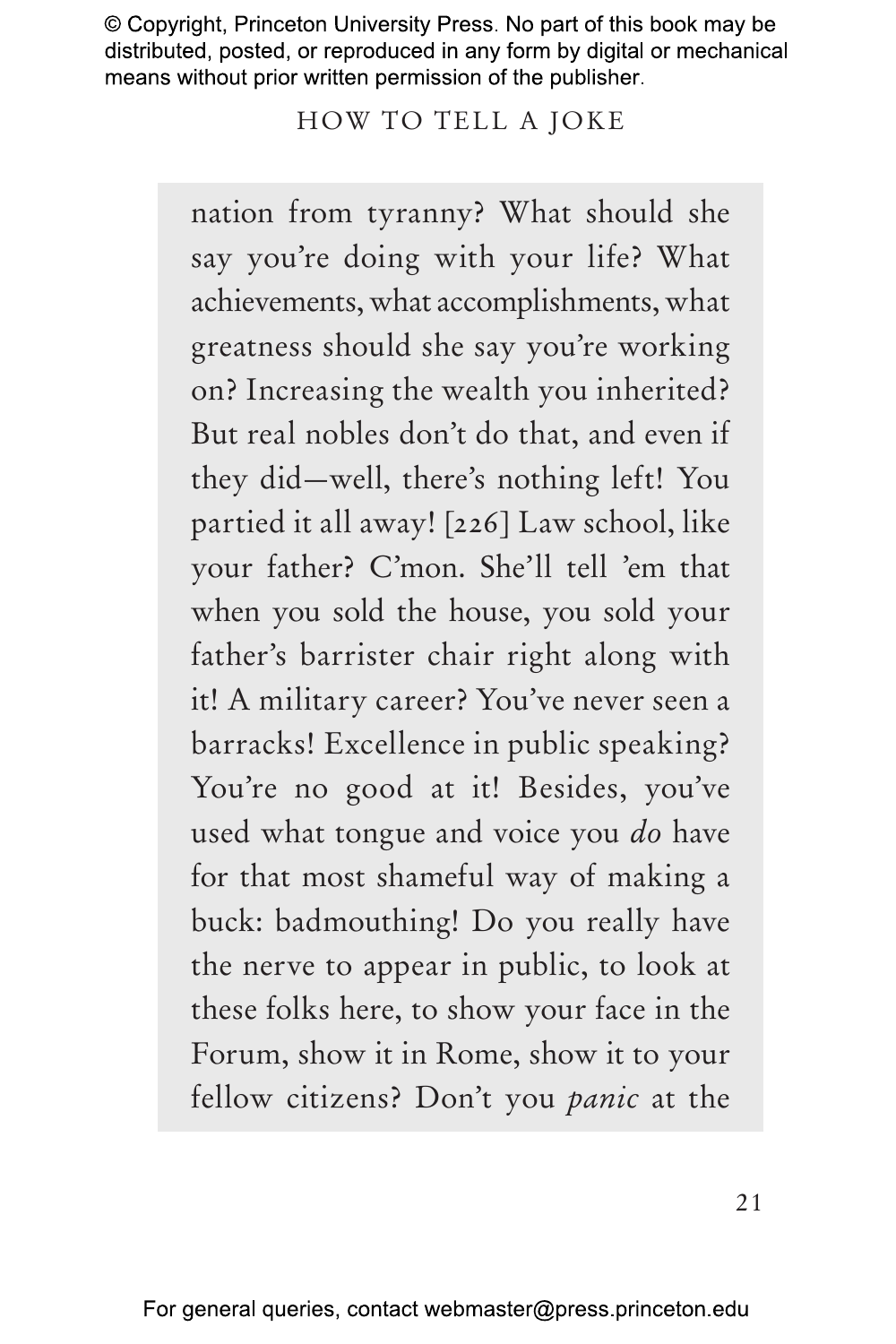nation from tyranny? What should she say you're doing with your life? What achievements, what accomplishments, what greatness should she say you're working on? Increasing the wealth you inherited? But real nobles don't do that, and even if they did—well, there's nothing left! You partied it all away! [226] Law school, like your father? C'mon. She'll tell 'em that when you sold the house, you sold your father's barrister chair right along with it! A military career? You've never seen a barracks! Excellence in public speaking? You're no good at it! Besides, you've used what tongue and voice you *do* have for that most shameful way of making a buck: badmouthing! Do you really have the nerve to appear in public, to look at these folks here, to show your face in the Forum, show it in Rome, show it to your fellow citizens? Don't you *panic* at the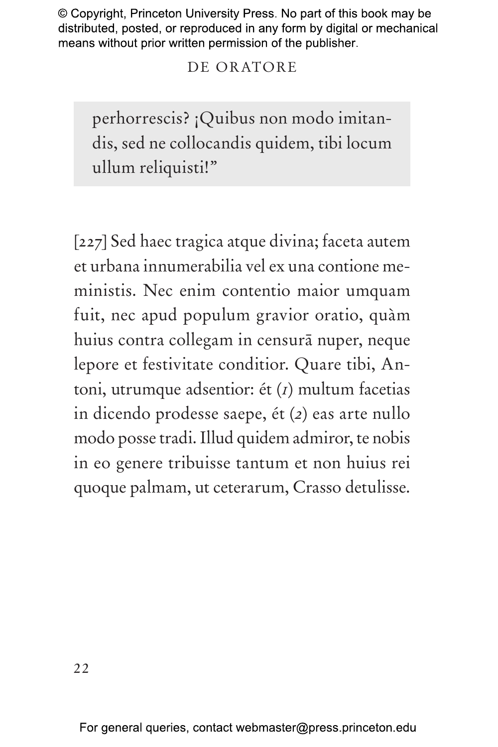perhorrescis? ¡Quibus non modo imitandis, sed ne collocandis quidem, tibi locum ullum reliquisti!"

[227] Sed haec tragica atque divina; faceta autem et urbana innumerabilia vel ex una contione meministis. Nec enim contentio maior umquam fuit, nec apud populum gravior oratio, quàm huius contra collegam in censurā nuper, neque lepore et festivitate conditior. Quare tibi, Antoni, utrumque adsentior: ét (*1*) multum facetias in dicendo prodesse saepe, ét (*2*) eas arte nullo modo posse tradi. Illud quidem admiror, te nobis in eo genere tribuisse tantum et non huius rei quoque palmam, ut ceterarum, Crasso detulisse.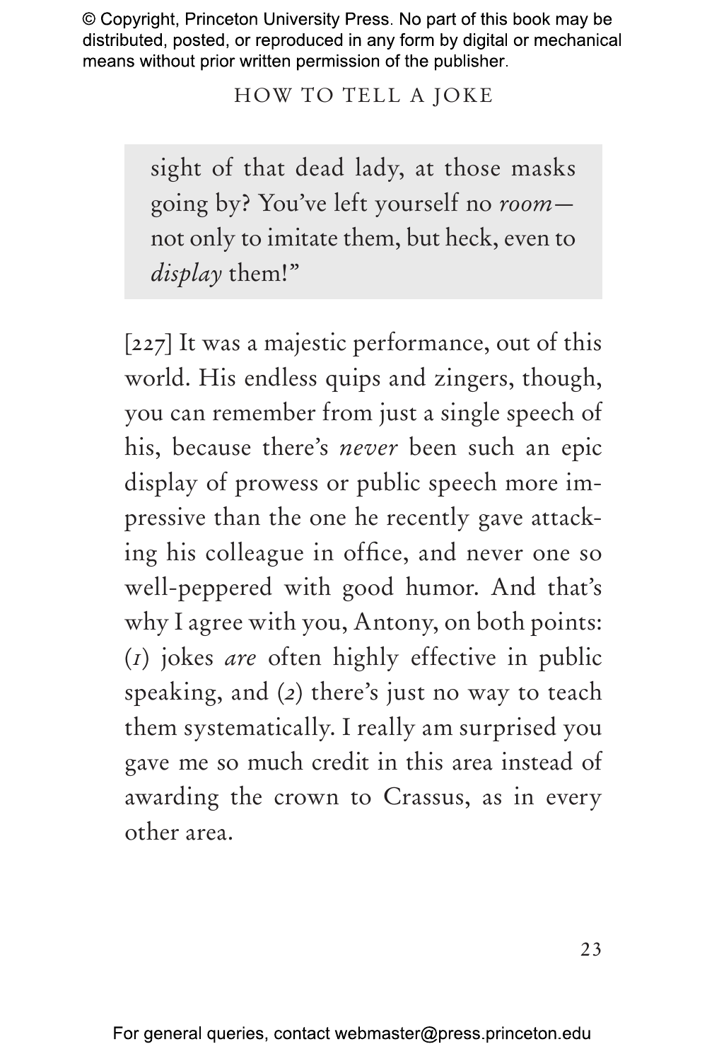> sight of that dead lady, at those masks going by? You've left yourself no *room*—not only to imitate them, but heck, even to *display* them!"

[227] It was a majestic performance, out of this world. His endless quips and zingers, though, you can remember from just a single speech of his, because there's *never* been such an epic display of prowess or public speech more impressive than the one he recently gave attacking his colleague in office, and never one so well-peppered with good humor. And that's why I agree with you, Antony, on both points: (*1*) jokes *are* often highly effective in public speaking, and (*2*) there's just no way to teach them systematically. I really am surprised you gave me so much credit in this area instead of awarding the crown to Crassus, as in every other area.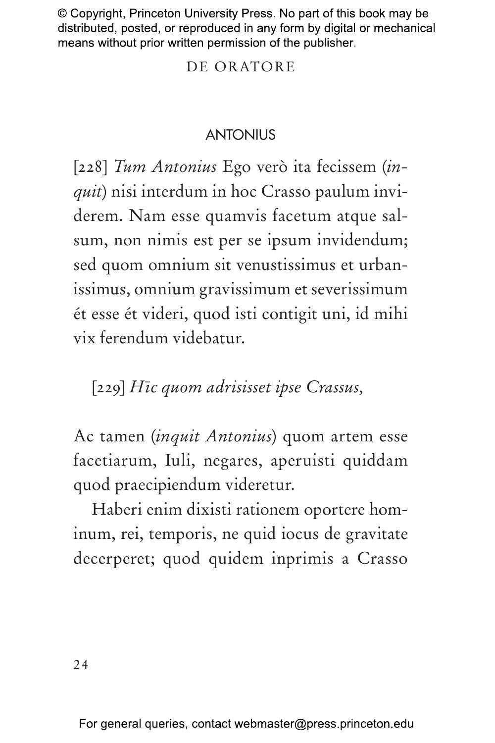ANTONIUS

[228] *Tum Antonius* Ego verò ita fecissem (*inquit*) nisi interdum in hoc Crasso paulum inviderem. Nam esse quamvis facetum atque salsum, non nimis est per se ipsum invidendum; sed quom omnium sit venustissimus et urbanissimus, omnium gravissimum et severissimum ét esse ét videri, quod isti contigit uni, id mihi vix ferendum videbatur.

[229] *Hīc quom adrisisset ipse Crassus,*

Ac tamen (*inquit Antonius*) quom artem esse facetiarum, Iuli, negares, aperuisti quiddam quod praecipiendum videretur.

Haberi enim dixisti rationem oportere hominum, rei, temporis, ne quid iocus de gravitate decerperet; quod quidem inprimis a Crasso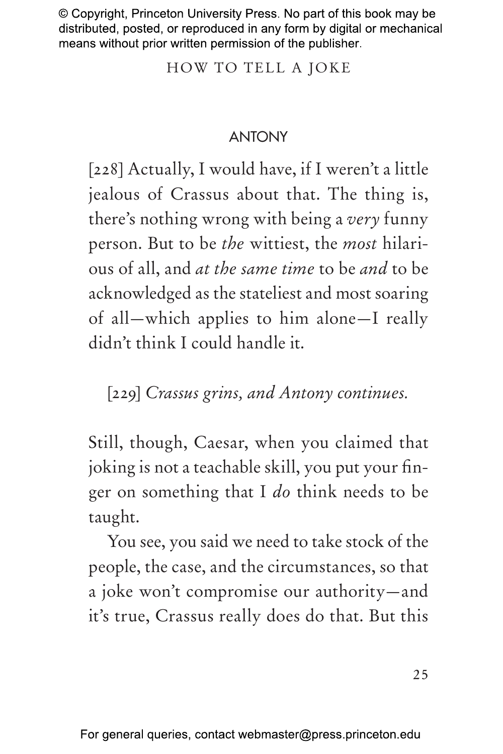ANTONY

[228] Actually, I would have, if I weren't a little jealous of Crassus about that. The thing is, there's nothing wrong with being a *very* funny person. But to be *the* wittiest, the *most* hilarious of all, and *at the same time* to be *and* to be acknowledged as the stateliest and most soaring of all—which applies to him alone—I really didn't think I could handle it.

[229] *Crassus grins, and Antony continues.*

Still, though, Caesar, when you claimed that joking is not a teachable skill, you put your finger on something that I *do* think needs to be taught.

You see, you said we need to take stock of the people, the case, and the circumstances, so that a joke won't compromise our authority—and it's true, Crassus really does do that. But this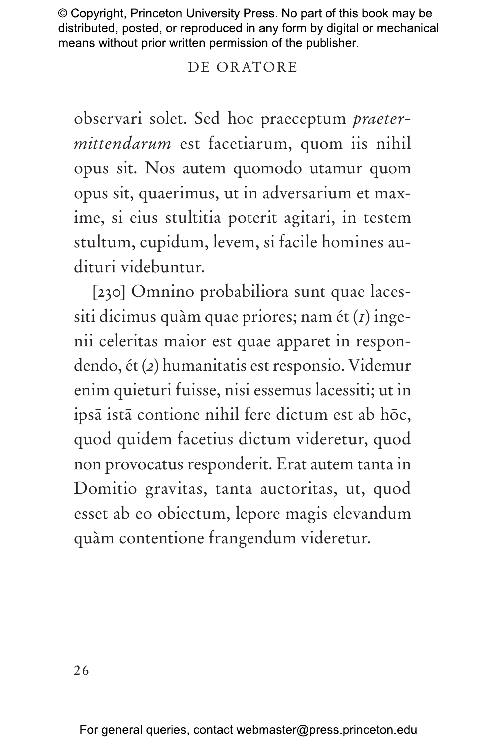observari solet. Sed hoc praeceptum *praetermittendarum* est facetiarum, quom iis nihil opus sit. Nos autem quomodo utamur quom opus sit, quaerimus, ut in adversarium et maxime, si eius stultitia poterit agitari, in testem stultum, cupidum, levem, si facile homines audituri videbuntur.

[230] Omnino probabiliora sunt quae lacessiti dicimus quàm quae priores; nam ét (*1*) ingenii celeritas maior est quae apparet in respondendo, ét (*2*) humanitatis est responsio. Videmur enim quieturi fuisse, nisi essemus lacessiti; ut in ipsā istā contione nihil fere dictum est ab hōc, quod quidem facetius dictum videretur, quod non provocatus responderit. Erat autem tanta in Domitio gravitas, tanta auctoritas, ut, quod esset ab eo obiectum, lepore magis elevandum quàm contentione frangendum videretur.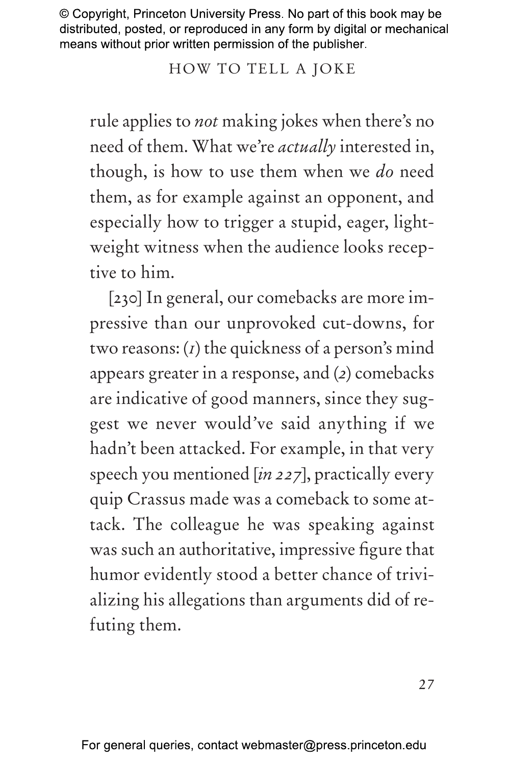rule applies to *not* making jokes when there's no need of them. What we're *actually* interested in, though, is how to use them when we *do* need them, as for example against an opponent, and especially how to trigger a stupid, eager, lightweight witness when the audience looks receptive to him.

[230] In general, our comebacks are more impressive than our unprovoked cut-downs, for two reasons: (*1*) the quickness of a person's mind appears greater in a response, and (*2*) comebacks are indicative of good manners, since they suggest we never would've said anything if we hadn't been attacked. For example, in that very speech you mentioned [*in 227*], practically every quip Crassus made was a comeback to some attack. The colleague he was speaking against was such an authoritative, impressive figure that humor evidently stood a better chance of trivializing his allegations than arguments did of refuting them.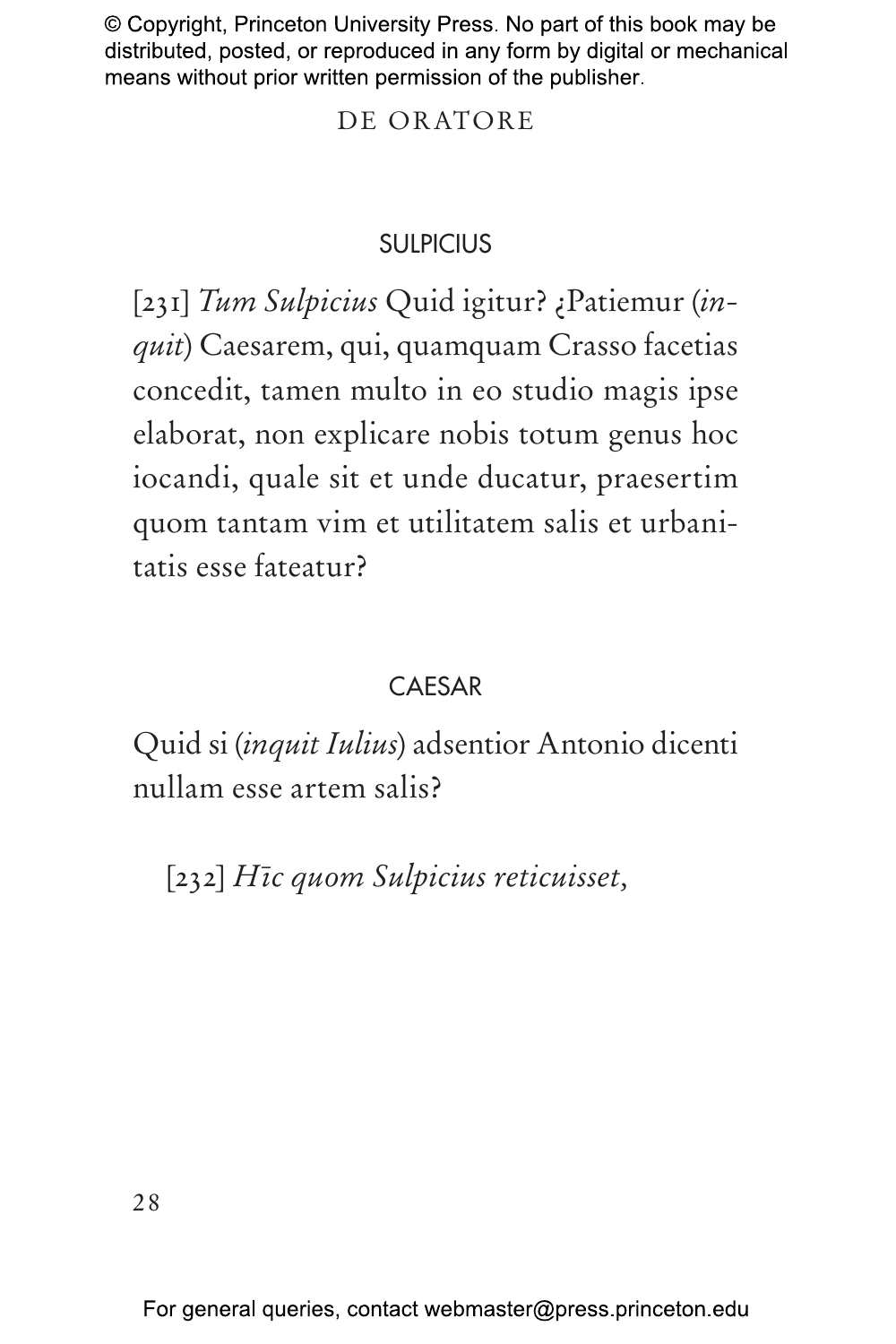SULPICIUS

[231] *Tum Sulpicius* Quid igitur? ¿Patiemur (*inquit*) Caesarem, qui, quamquam Crasso facetias concedit, tamen multo in eo studio magis ipse elaborat, non explicare nobis totum genus hoc iocandi, quale sit et unde ducatur, praesertim quom tantam vim et utilitatem salis et urbanitatis esse fateatur?

CAESAR

Quid si (*inquit Iulius*) adsentior Antonio dicenti nullam esse artem salis?

[232] *Hīc quom Sulpicius reticuisset,*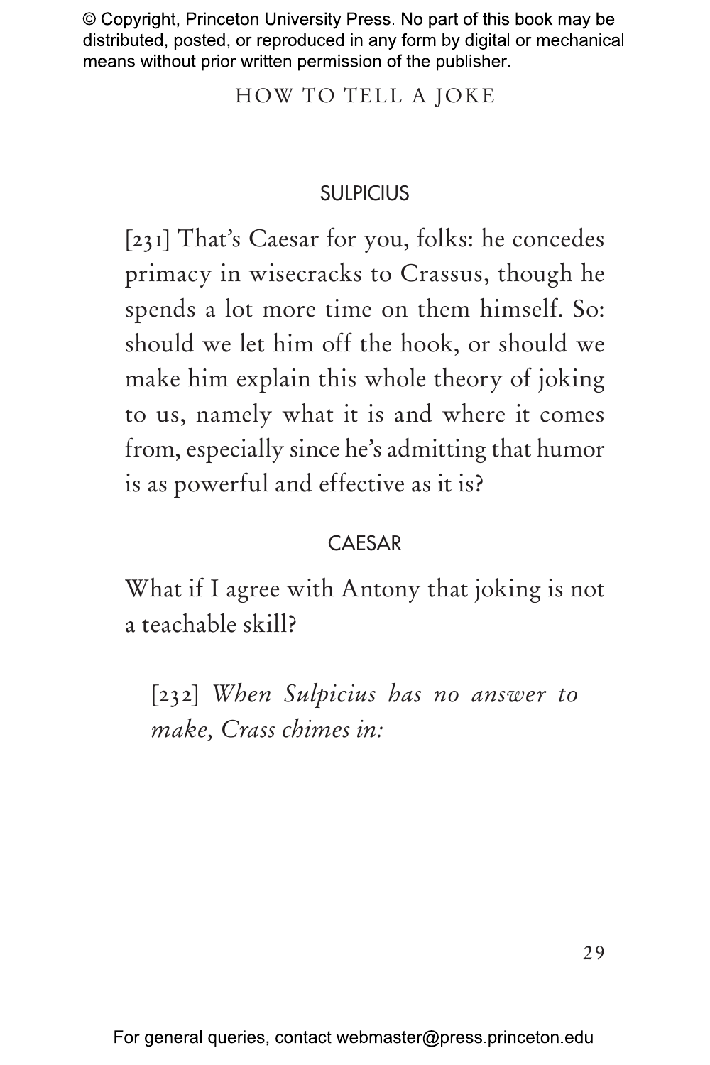SULPICIUS

[231] That's Caesar for you, folks: he concedes primacy in wisecracks to Crassus, though he spends a lot more time on them himself. So: should we let him off the hook, or should we make him explain this whole theory of joking to us, namely what it is and where it comes from, especially since he's admitting that humor is as powerful and effective as it is?

CAESAR

What if I agree with Antony that joking is not a teachable skill?

[232] *When Sulpicius has no answer to make, Crass chimes in:*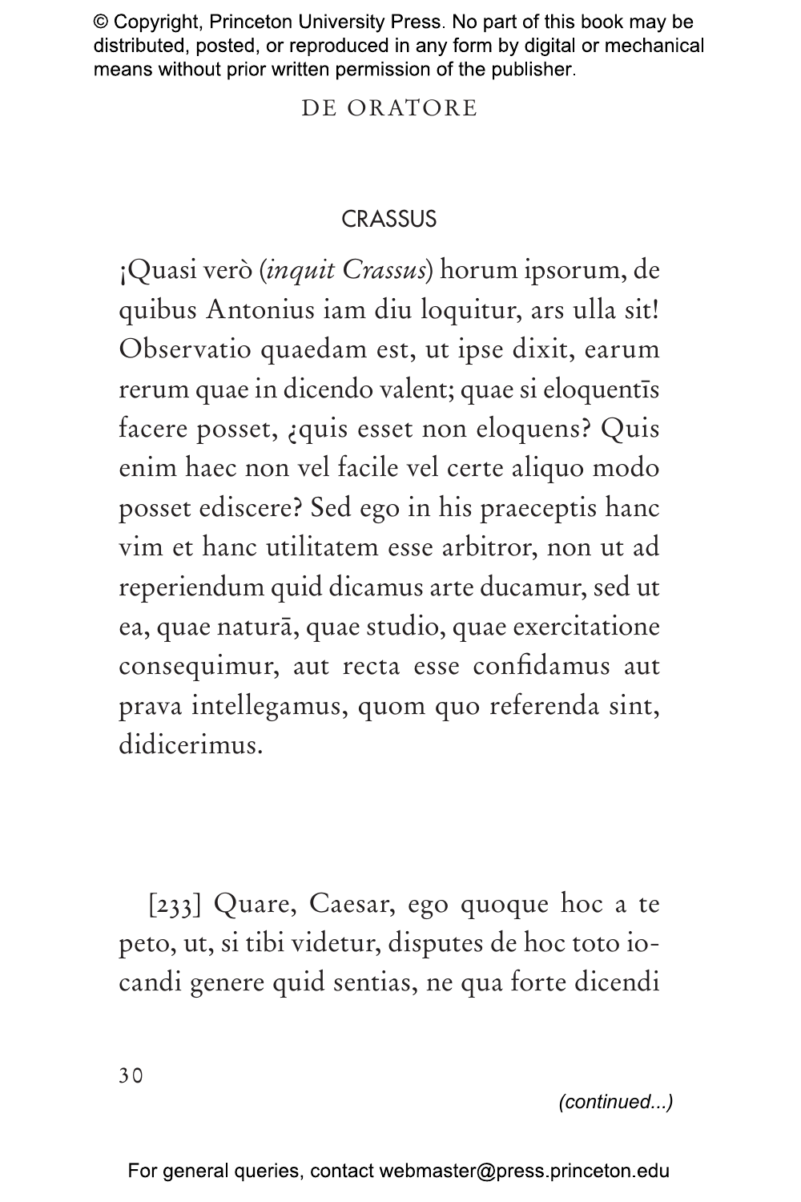CRASSUS

¡Quasi verò (*inquit Crassus*) horum ipsorum, de quibus Antonius iam diu loquitur, ars ulla sit! Observatio quaedam est, ut ipse dixit, earum rerum quae in dicendo valent; quae si eloquentīs facere posset, ¿quis esset non eloquens? Quis enim haec non vel facile vel certe aliquo modo posset ediscere? Sed ego in his praeceptis hanc vim et hanc utilitatem esse arbitror, non ut ad reperiendum quid dicamus arte ducamur, sed ut ea, quae naturā, quae studio, quae exercitatione consequimur, aut recta esse confidamus aut prava intellegamus, quom quo referenda sint, didicerimus.

[233] Quare, Caesar, ego quoque hoc a te peto, ut, si tibi videtur, disputes de hoc toto iocandi genere quid sentias, ne qua forte dicendi

(continued...)